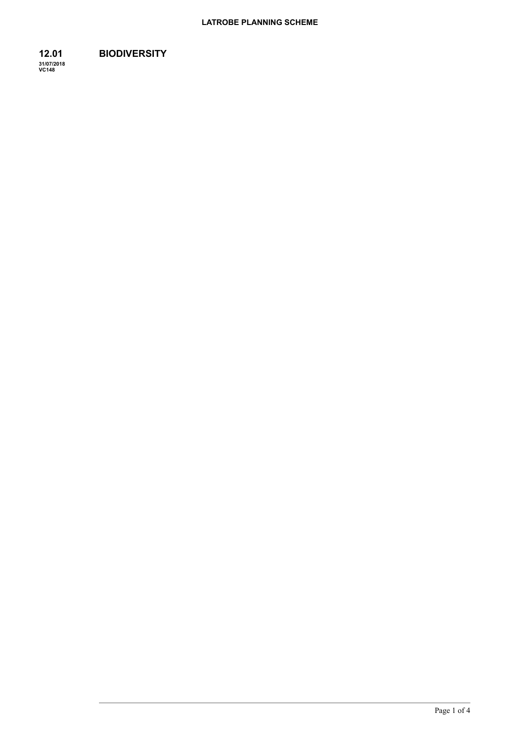## 12.01 BIODIVERSITY

31/07/2018
VC148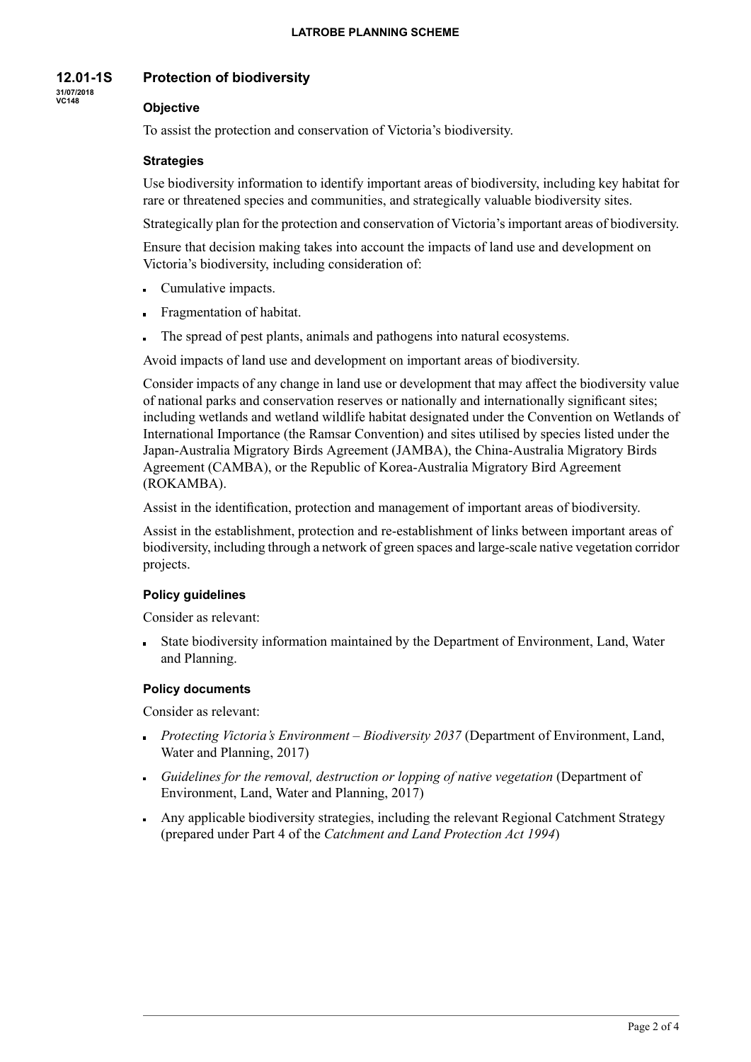## 12.01-1S Protection of biodiversity

31/07/2018
VC148

### Objective

To assist the protection and conservation of Victoria's biodiversity.

### Strategies

Use biodiversity information to identify important areas of biodiversity, including key habitat for rare or threatened species and communities, and strategically valuable biodiversity sites.

Strategically plan for the protection and conservation of Victoria's important areas of biodiversity.

Ensure that decision making takes into account the impacts of land use and development on Victoria's biodiversity, including consideration of:

- Cumulative impacts.
- Fragmentation of habitat.
- The spread of pest plants, animals and pathogens into natural ecosystems.

Avoid impacts of land use and development on important areas of biodiversity.

Consider impacts of any change in land use or development that may affect the biodiversity value of national parks and conservation reserves or nationally and internationally significant sites; including wetlands and wetland wildlife habitat designated under the Convention on Wetlands of International Importance (the Ramsar Convention) and sites utilised by species listed under the Japan-Australia Migratory Birds Agreement (JAMBA), the China-Australia Migratory Birds Agreement (CAMBA), or the Republic of Korea-Australia Migratory Bird Agreement (ROKAMBA).

Assist in the identification, protection and management of important areas of biodiversity.

Assist in the establishment, protection and re-establishment of links between important areas of biodiversity, including through a network of green spaces and large-scale native vegetation corridor projects.

### Policy guidelines

Consider as relevant:

- State biodiversity information maintained by the Department of Environment, Land, Water and Planning.

### Policy documents

Consider as relevant:

- *Protecting Victoria's Environment – Biodiversity 2037* (Department of Environment, Land, Water and Planning, 2017)
- *Guidelines for the removal, destruction or lopping of native vegetation* (Department of Environment, Land, Water and Planning, 2017)
- Any applicable biodiversity strategies, including the relevant Regional Catchment Strategy (prepared under Part 4 of the *Catchment and Land Protection Act 1994*)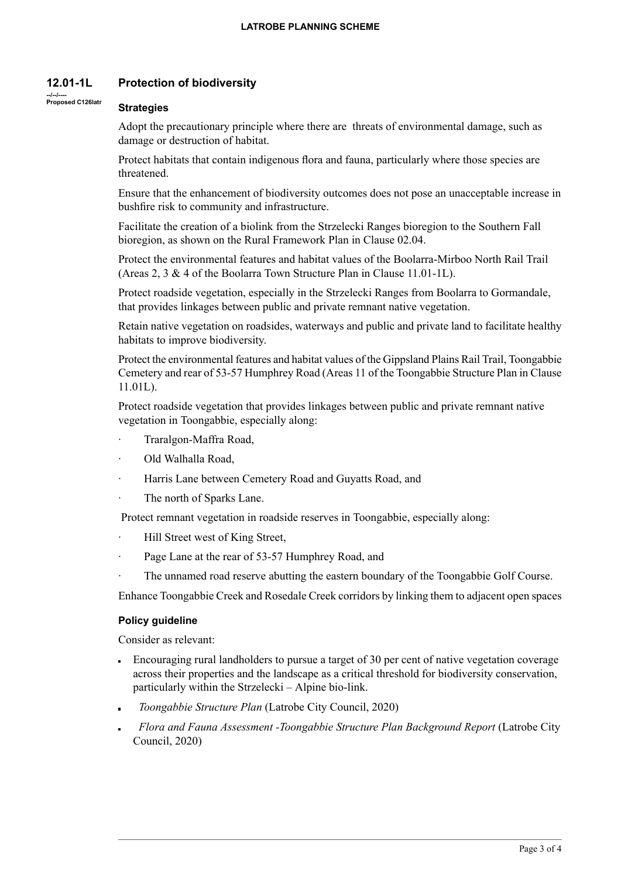## 12.01-1L Protection of biodiversity

--/--/----
Proposed C126latr

### Strategies

Adopt the precautionary principle where there are threats of environmental damage, such as damage or destruction of habitat.

Protect habitats that contain indigenous flora and fauna, particularly where those species are threatened.

Ensure that the enhancement of biodiversity outcomes does not pose an unacceptable increase in bushfire risk to community and infrastructure.

Facilitate the creation of a biolink from the Strzelecki Ranges bioregion to the Southern Fall bioregion, as shown on the Rural Framework Plan in Clause 02.04.

Protect the environmental features and habitat values of the Boolarra-Mirboo North Rail Trail (Areas 2, 3 & 4 of the Boolarra Town Structure Plan in Clause 11.01-1L).

Protect roadside vegetation, especially in the Strzelecki Ranges from Boolarra to Gormandale, that provides linkages between public and private remnant native vegetation.

Retain native vegetation on roadsides, waterways and public and private land to facilitate healthy habitats to improve biodiversity.

Protect the environmental features and habitat values of the Gippsland Plains Rail Trail, Toongabbie Cemetery and rear of 53-57 Humphrey Road (Areas 11 of the Toongabbie Structure Plan in Clause 11.01L).

Protect roadside vegetation that provides linkages between public and private remnant native vegetation in Toongabbie, especially along:

- Traralgon-Maffra Road,
- Old Walhalla Road,
- Harris Lane between Cemetery Road and Guyatts Road, and
- The north of Sparks Lane.

Protect remnant vegetation in roadside reserves in Toongabbie, especially along:

- Hill Street west of King Street,
- Page Lane at the rear of 53-57 Humphrey Road, and
- The unnamed road reserve abutting the eastern boundary of the Toongabbie Golf Course.

Enhance Toongabbie Creek and Rosedale Creek corridors by linking them to adjacent open spaces

### Policy guideline

Consider as relevant:

- Encouraging rural landholders to pursue a target of 30 per cent of native vegetation coverage across their properties and the landscape as a critical threshold for biodiversity conservation, particularly within the Strzelecki – Alpine bio-link.
- *Toongabbie Structure Plan* (Latrobe City Council, 2020)
- *Flora and Fauna Assessment -Toongabbie Structure Plan Background Report* (Latrobe City Council, 2020)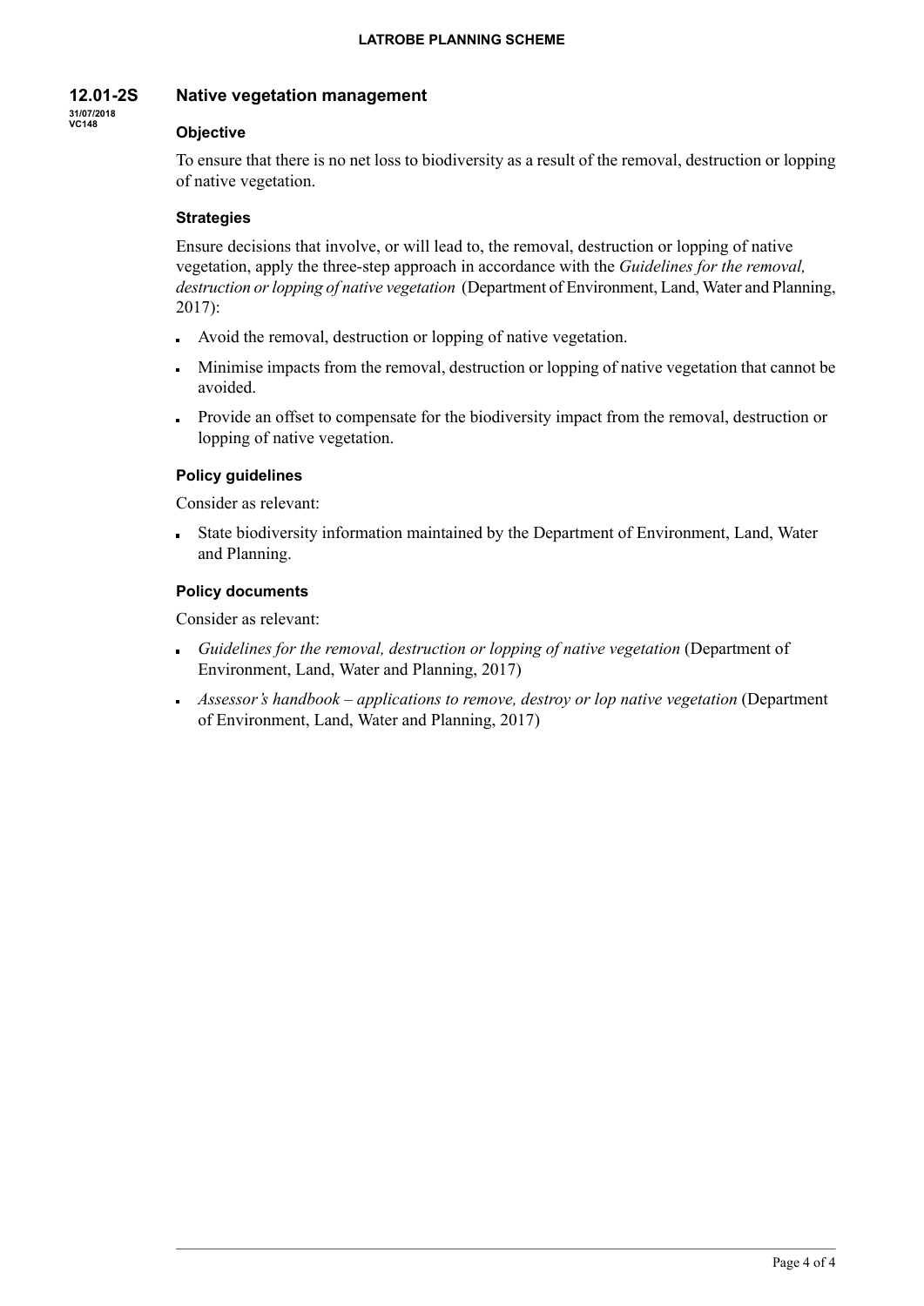## 12.01-2S Native vegetation management

31/07/2018
VC148

### Objective

To ensure that there is no net loss to biodiversity as a result of the removal, destruction or lopping of native vegetation.

### Strategies

Ensure decisions that involve, or will lead to, the removal, destruction or lopping of native vegetation, apply the three-step approach in accordance with the *Guidelines for the removal, destruction or lopping of native vegetation* (Department of Environment, Land, Water and Planning, 2017):

- Avoid the removal, destruction or lopping of native vegetation.
- Minimise impacts from the removal, destruction or lopping of native vegetation that cannot be avoided.
- Provide an offset to compensate for the biodiversity impact from the removal, destruction or lopping of native vegetation.

### Policy guidelines

Consider as relevant:

- State biodiversity information maintained by the Department of Environment, Land, Water and Planning.

### Policy documents

Consider as relevant:

- *Guidelines for the removal, destruction or lopping of native vegetation* (Department of Environment, Land, Water and Planning, 2017)
- *Assessor's handbook – applications to remove, destroy or lop native vegetation* (Department of Environment, Land, Water and Planning, 2017)